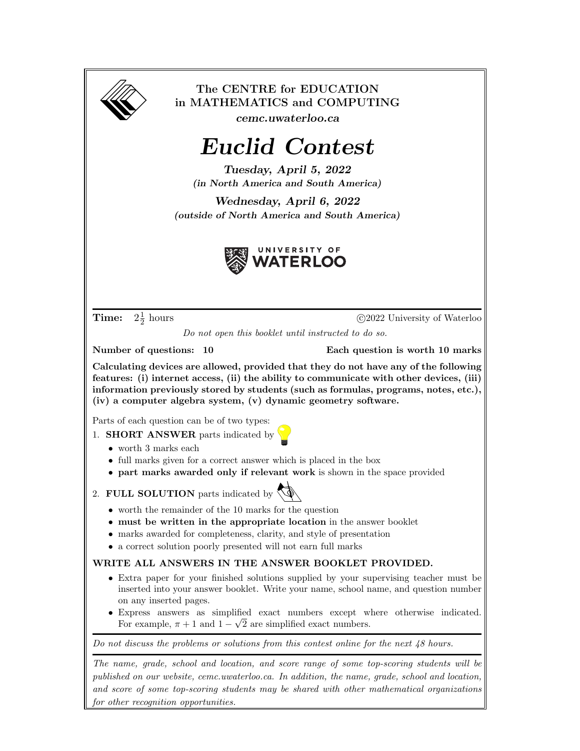The CENTRE for EDUCATION
in MATHEMATICS and COMPUTING

*cemc.uwaterloo.ca*

# *Euclid Contest*

***Tuesday, April 5, 2022***
***(in North America and South America)***

***Wednesday, April 6, 2022***
***(outside of North America and South America)***

UNIVERSITY OF WATERLOO

---

**Time:** $2\frac{1}{2}$ hours ©2022 University of Waterloo

*Do not open this booklet until instructed to do so.*

**Number of questions: 10** **Each question is worth 10 marks**

**Calculating devices are allowed, provided that they do not have any of the following features: (i) internet access, (ii) the ability to communicate with other devices, (iii) information previously stored by students (such as formulas, programs, notes, etc.), (iv) a computer algebra system, (v) dynamic geometry software.**

Parts of each question can be of two types:

1. **SHORT ANSWER** parts indicated by
   - worth 3 marks each
   - full marks given for a correct answer which is placed in the box
   - **part marks awarded only if relevant work** is shown in the space provided
2. **FULL SOLUTION** parts indicated by
   - worth the remainder of the 10 marks for the question
   - **must be written in the appropriate location** in the answer booklet
   - marks awarded for completeness, clarity, and style of presentation
   - a correct solution poorly presented will not earn full marks

**WRITE ALL ANSWERS IN THE ANSWER BOOKLET PROVIDED.**

- Extra paper for your finished solutions supplied by your supervising teacher must be inserted into your answer booklet. Write your name, school name, and question number on any inserted pages.
- Express answers as simplified exact numbers except where otherwise indicated. For example, $\pi + 1$ and $1 - \sqrt{2}$ are simplified exact numbers.

---

*Do not discuss the problems or solutions from this contest online for the next 48 hours.*

---

*The name, grade, school and location, and score range of some top-scoring students will be published on our website, cemc.uwaterloo.ca. In addition, the name, grade, school and location, and score of some top-scoring students may be shared with other mathematical organizations for other recognition opportunities.*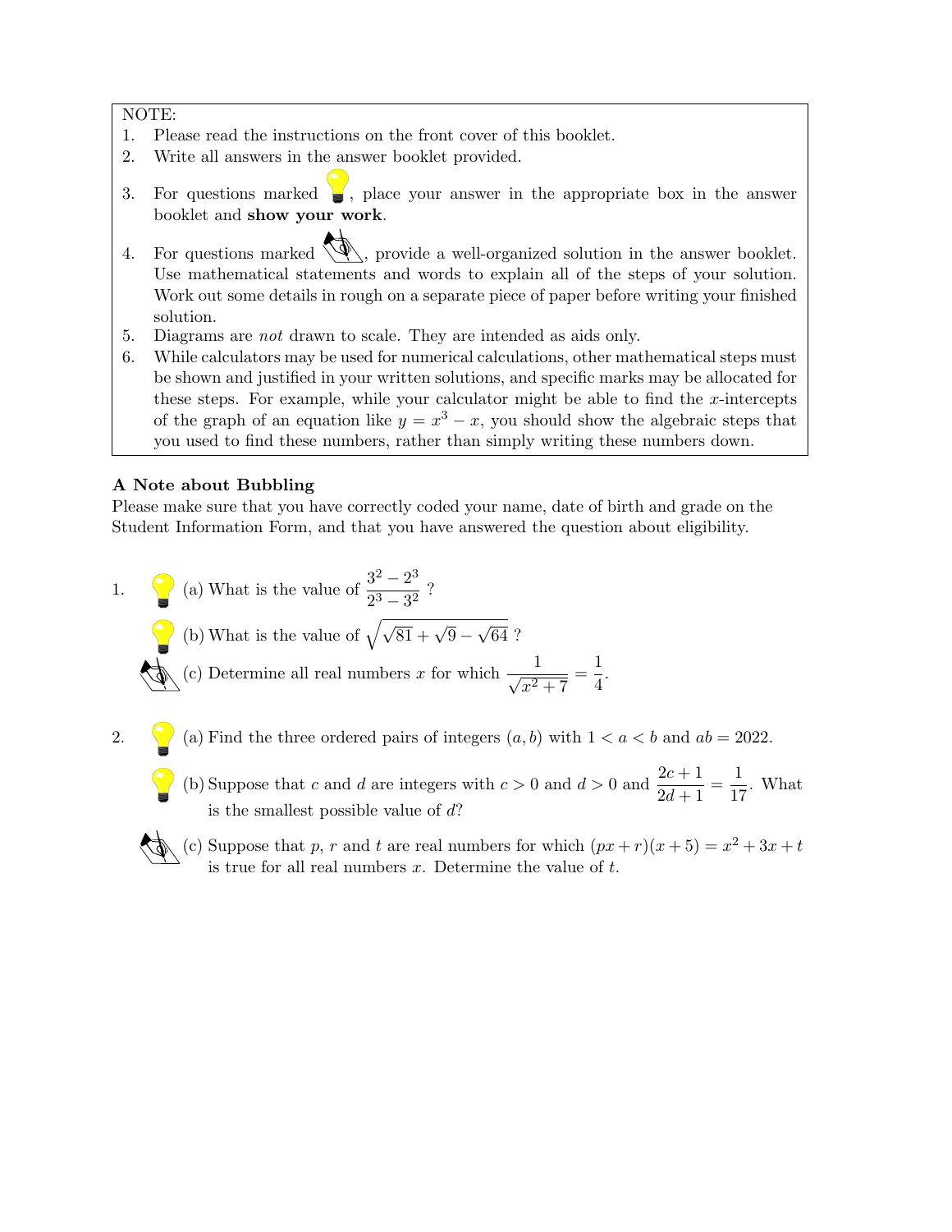NOTE:

1. Please read the instructions on the front cover of this booklet.
2. Write all answers in the answer booklet provided.
3. For questions marked 💡, place your answer in the appropriate box in the answer booklet and **show your work**.
4. For questions marked ✍, provide a well-organized solution in the answer booklet. Use mathematical statements and words to explain all of the steps of your solution. Work out some details in rough on a separate piece of paper before writing your finished solution.
5. Diagrams are *not* drawn to scale. They are intended as aids only.
6. While calculators may be used for numerical calculations, other mathematical steps must be shown and justified in your written solutions, and specific marks may be allocated for these steps. For example, while your calculator might be able to find the $x$-intercepts of the graph of an equation like $y = x^3 - x$, you should show the algebraic steps that you used to find these numbers, rather than simply writing these numbers down.

**A Note about Bubbling**

Please make sure that you have correctly coded your name, date of birth and grade on the Student Information Form, and that you have answered the question about eligibility.

1. 💡 (a) What is the value of $\dfrac{3^2 - 2^3}{2^3 - 3^2}$ ?

   💡 (b) What is the value of $\sqrt{\sqrt{81} + \sqrt{9} - \sqrt{64}}$ ?

   ✍ (c) Determine all real numbers $x$ for which $\dfrac{1}{\sqrt{x^2 + 7}} = \dfrac{1}{4}$.

2. 💡 (a) Find the three ordered pairs of integers $(a, b)$ with $1 < a < b$ and $ab = 2022$.

   💡 (b) Suppose that $c$ and $d$ are integers with $c > 0$ and $d > 0$ and $\dfrac{2c + 1}{2d + 1} = \dfrac{1}{17}$. What is the smallest possible value of $d$?

   ✍ (c) Suppose that $p$, $r$ and $t$ are real numbers for which $(px + r)(x + 5) = x^2 + 3x + t$ is true for all real numbers $x$. Determine the value of $t$.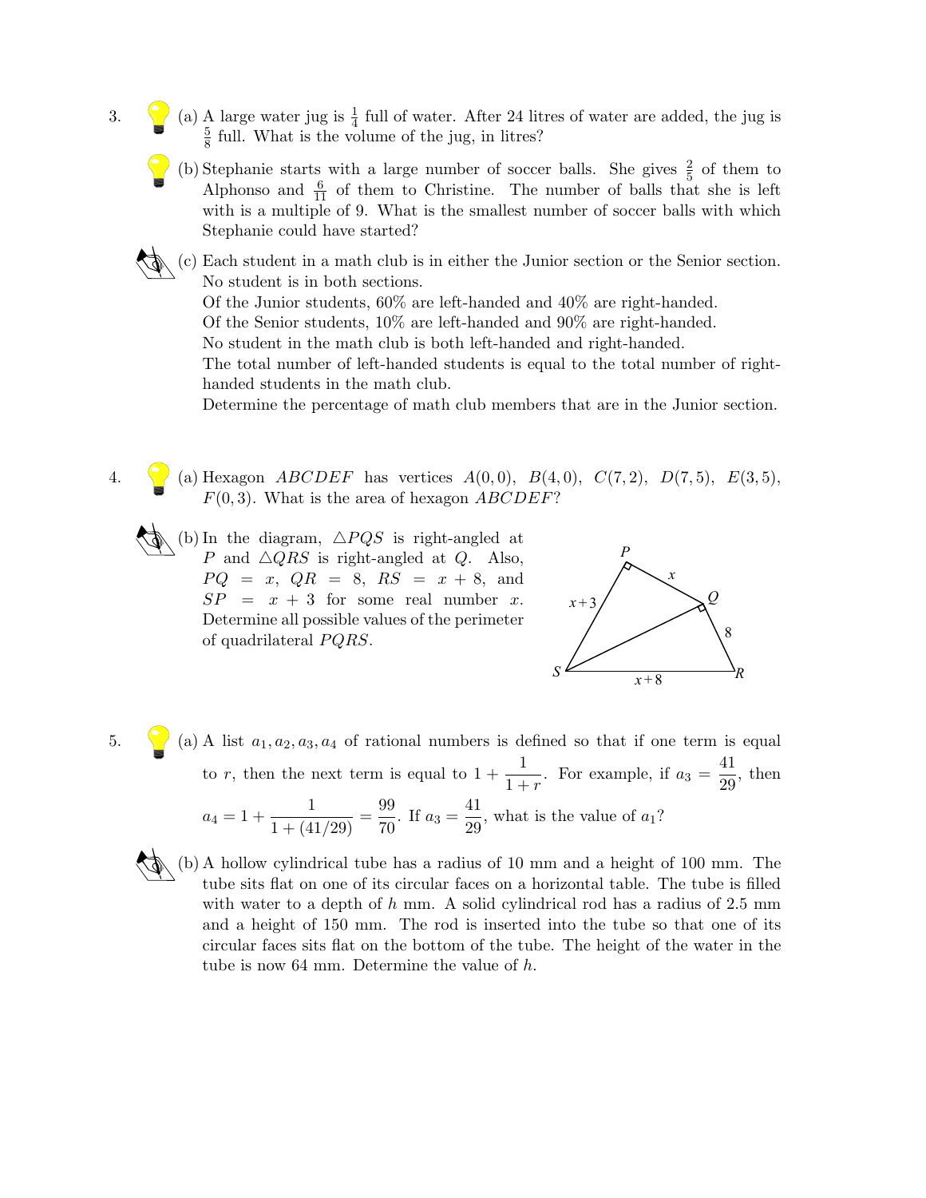3. (a) A large water jug is $\frac{1}{4}$ full of water. After 24 litres of water are added, the jug is $\frac{5}{8}$ full. What is the volume of the jug, in litres?

   (b) Stephanie starts with a large number of soccer balls. She gives $\frac{2}{5}$ of them to Alphonso and $\frac{6}{11}$ of them to Christine. The number of balls that she is left with is a multiple of 9. What is the smallest number of soccer balls with which Stephanie could have started?

   (c) Each student in a math club is in either the Junior section or the Senior section. No student is in both sections.
   Of the Junior students, 60% are left-handed and 40% are right-handed.
   Of the Senior students, 10% are left-handed and 90% are right-handed.
   No student in the math club is both left-handed and right-handed.
   The total number of left-handed students is equal to the total number of right-handed students in the math club.
   Determine the percentage of math club members that are in the Junior section.

4. (a) Hexagon $ABCDEF$ has vertices $A(0,0)$, $B(4,0)$, $C(7,2)$, $D(7,5)$, $E(3,5)$, $F(0,3)$. What is the area of hexagon $ABCDEF$?

   (b) In the diagram, $\triangle PQS$ is right-angled at $P$ and $\triangle QRS$ is right-angled at $Q$. Also, $PQ = x$, $QR = 8$, $RS = x + 8$, and $SP = x + 3$ for some real number $x$. Determine all possible values of the perimeter of quadrilateral $PQRS$.

5. (a) A list $a_1, a_2, a_3, a_4$ of rational numbers is defined so that if one term is equal to $r$, then the next term is equal to $1 + \dfrac{1}{1+r}$. For example, if $a_3 = \dfrac{41}{29}$, then $a_4 = 1 + \dfrac{1}{1 + (41/29)} = \dfrac{99}{70}$. If $a_3 = \dfrac{41}{29}$, what is the value of $a_1$?

   (b) A hollow cylindrical tube has a radius of 10 mm and a height of 100 mm. The tube sits flat on one of its circular faces on a horizontal table. The tube is filled with water to a depth of $h$ mm. A solid cylindrical rod has a radius of 2.5 mm and a height of 150 mm. The rod is inserted into the tube so that one of its circular faces sits flat on the bottom of the tube. The height of the water in the tube is now 64 mm. Determine the value of $h$.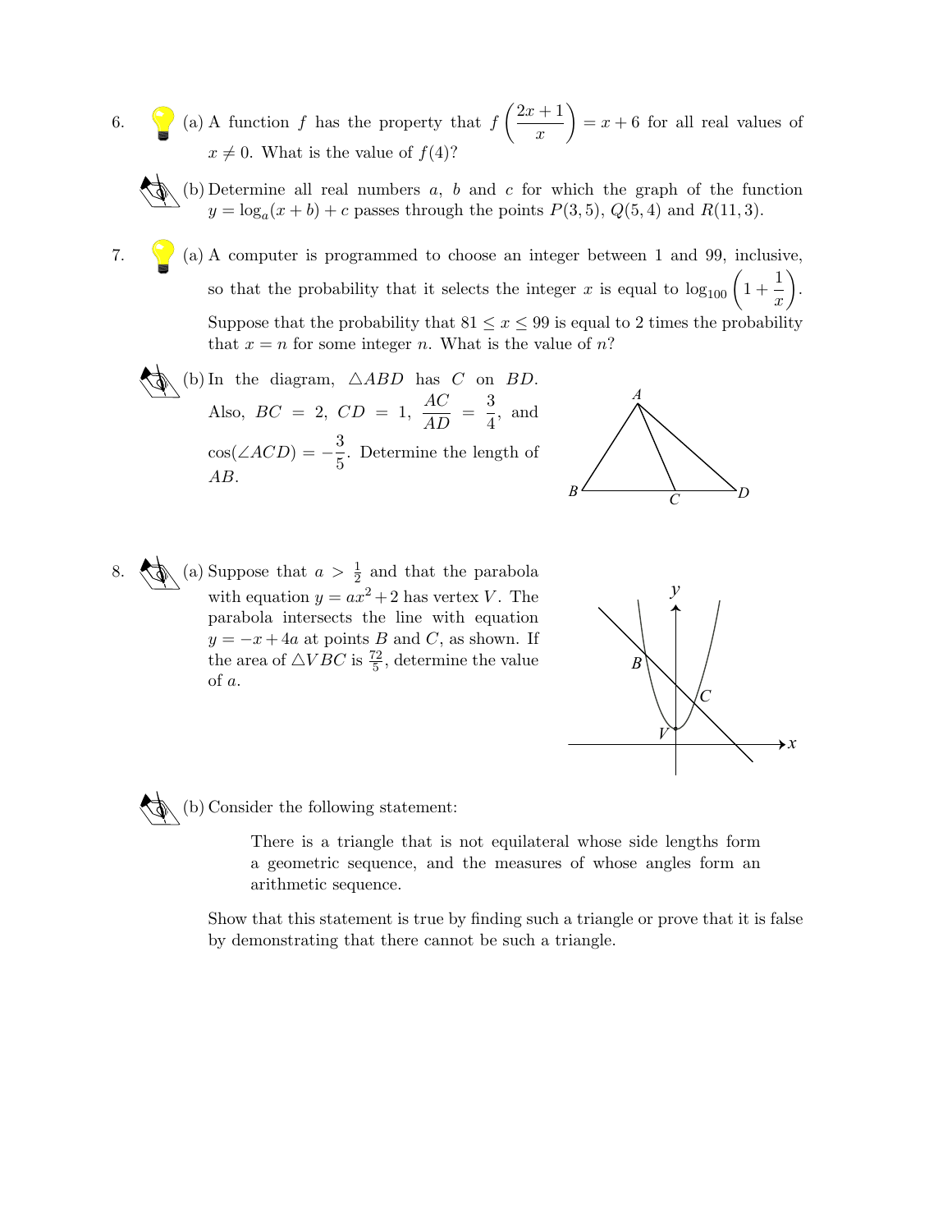6. (a) A function $f$ has the property that $f\left(\frac{2x+1}{x}\right) = x + 6$ for all real values of $x \neq 0$. What is the value of $f(4)$?

(b) Determine all real numbers $a$, $b$ and $c$ for which the graph of the function $y = \log_a(x + b) + c$ passes through the points $P(3, 5)$, $Q(5, 4)$ and $R(11, 3)$.

7. (a) A computer is programmed to choose an integer between 1 and 99, inclusive, so that the probability that it selects the integer $x$ is equal to $\log_{100}\left(1 + \frac{1}{x}\right)$. Suppose that the probability that $81 \leq x \leq 99$ is equal to 2 times the probability that $x = n$ for some integer $n$. What is the value of $n$?

(b) In the diagram, $\triangle ABD$ has $C$ on $BD$. Also, $BC = 2$, $CD = 1$, $\frac{AC}{AD} = \frac{3}{4}$, and $\cos(\angle ACD) = -\frac{3}{5}$. Determine the length of $AB$.

8. (a) Suppose that $a > \frac{1}{2}$ and that the parabola with equation $y = ax^2 + 2$ has vertex $V$. The parabola intersects the line with equation $y = -x + 4a$ at points $B$ and $C$, as shown. If the area of $\triangle VBC$ is $\frac{72}{5}$, determine the value of $a$.

(b) Consider the following statement:

> There is a triangle that is not equilateral whose side lengths form a geometric sequence, and the measures of whose angles form an arithmetic sequence.

Show that this statement is true by finding such a triangle or prove that it is false by demonstrating that there cannot be such a triangle.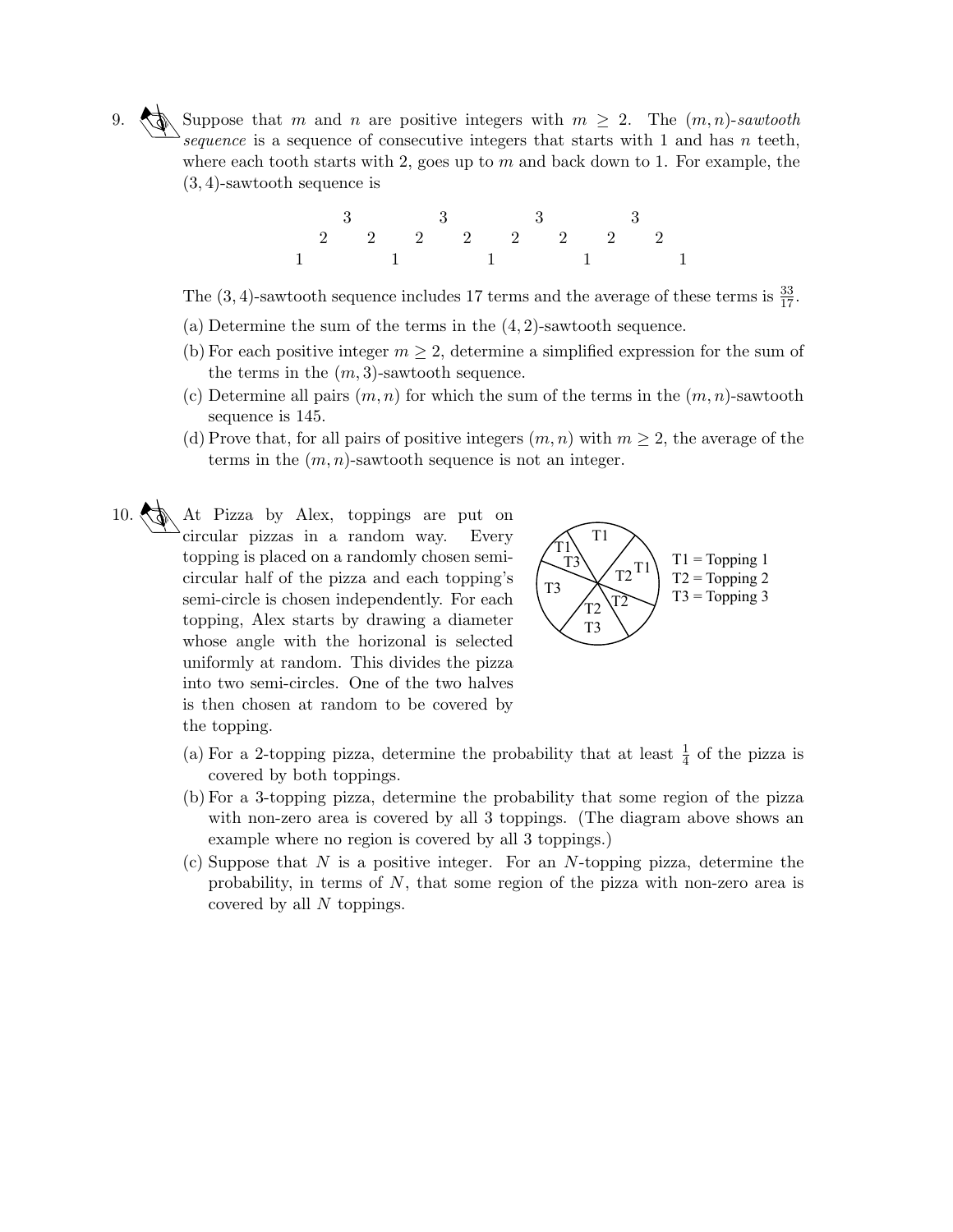9. Suppose that $m$ and $n$ are positive integers with $m \geq 2$. The $(m, n)$-*sawtooth sequence* is a sequence of consecutive integers that starts with 1 and has $n$ teeth, where each tooth starts with 2, goes up to $m$ and back down to 1. For example, the $(3, 4)$-sawtooth sequence is

```
    3       3       3       3
  2   2   2   2   2   2   2   2
1       1       1       1       1
```

The $(3, 4)$-sawtooth sequence includes 17 terms and the average of these terms is $\frac{33}{17}$.

(a) Determine the sum of the terms in the $(4, 2)$-sawtooth sequence.

(b) For each positive integer $m \geq 2$, determine a simplified expression for the sum of the terms in the $(m, 3)$-sawtooth sequence.

(c) Determine all pairs $(m, n)$ for which the sum of the terms in the $(m, n)$-sawtooth sequence is 145.

(d) Prove that, for all pairs of positive integers $(m, n)$ with $m \geq 2$, the average of the terms in the $(m, n)$-sawtooth sequence is not an integer.

10. At Pizza by Alex, toppings are put on circular pizzas in a random way. Every topping is placed on a randomly chosen semi-circular half of the pizza and each topping's semi-circle is chosen independently. For each topping, Alex starts by drawing a diameter whose angle with the horizonal is selected uniformly at random. This divides the pizza into two semi-circles. One of the two halves is then chosen at random to be covered by the topping.

T1 = Topping 1
T2 = Topping 2
T3 = Topping 3

(a) For a 2-topping pizza, determine the probability that at least $\frac{1}{4}$ of the pizza is covered by both toppings.

(b) For a 3-topping pizza, determine the probability that some region of the pizza with non-zero area is covered by all 3 toppings. (The diagram above shows an example where no region is covered by all 3 toppings.)

(c) Suppose that $N$ is a positive integer. For an $N$-topping pizza, determine the probability, in terms of $N$, that some region of the pizza with non-zero area is covered by all $N$ toppings.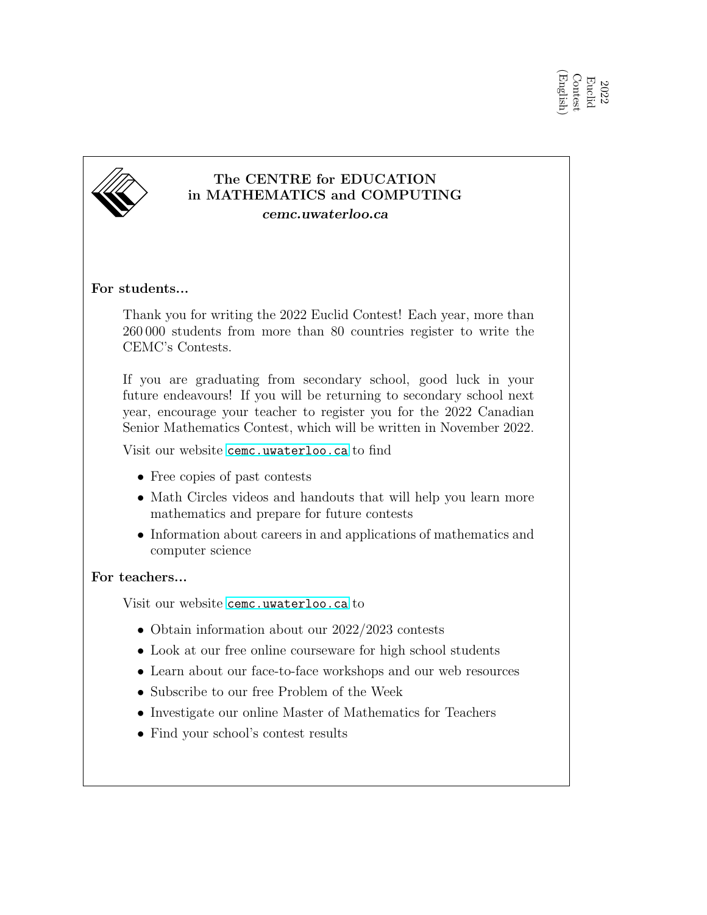2022 Euclid Contest (English)

**The CENTRE for EDUCATION in MATHEMATICS and COMPUTING**

***cemc.uwaterloo.ca***

**For students...**

Thank you for writing the 2022 Euclid Contest! Each year, more than 260 000 students from more than 80 countries register to write the CEMC's Contests.

If you are graduating from secondary school, good luck in your future endeavours! If you will be returning to secondary school next year, encourage your teacher to register you for the 2022 Canadian Senior Mathematics Contest, which will be written in November 2022.

Visit our website cemc.uwaterloo.ca to find

- Free copies of past contests
- Math Circles videos and handouts that will help you learn more mathematics and prepare for future contests
- Information about careers in and applications of mathematics and computer science

**For teachers...**

Visit our website cemc.uwaterloo.ca to

- Obtain information about our 2022/2023 contests
- Look at our free online courseware for high school students
- Learn about our face-to-face workshops and our web resources
- Subscribe to our free Problem of the Week
- Investigate our online Master of Mathematics for Teachers
- Find your school's contest results